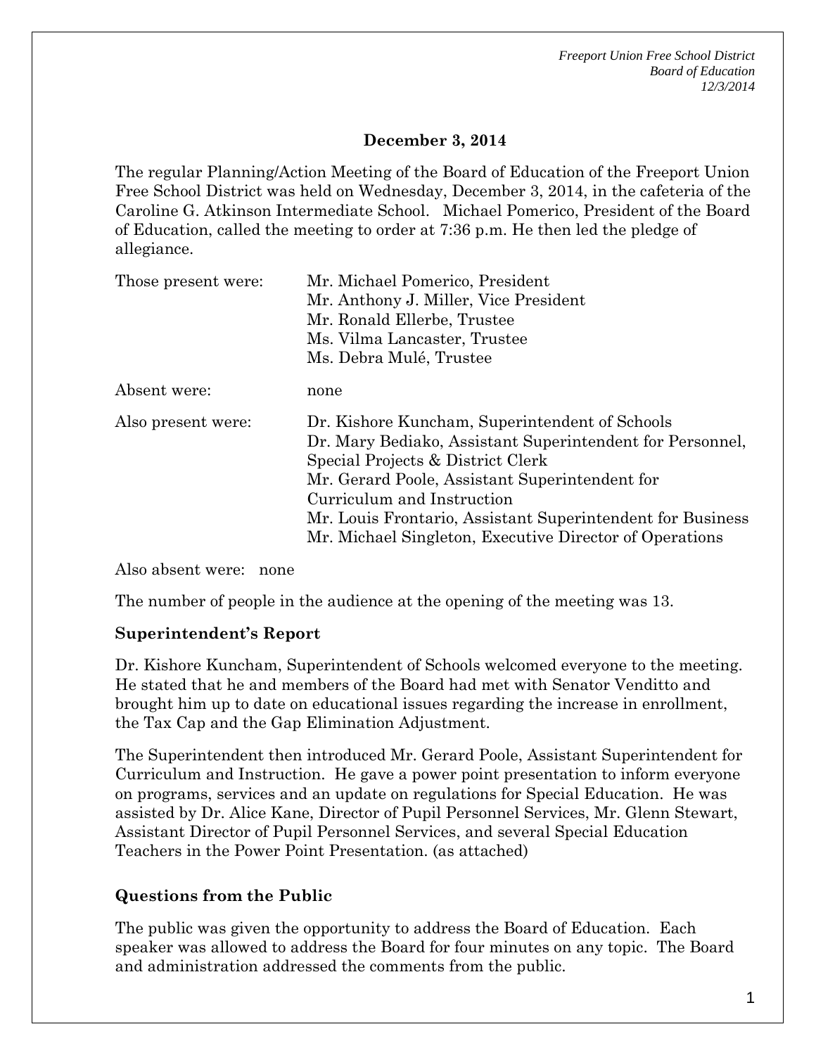## December 3, 2014

The regular Planning/Action Meeting of the Board of Education of the Freeport Union Free School District was held on Wednesday, December 3, 2014, in the cafeteria of the Caroline G. Atkinson Intermediate School. Michael Pomerico, President of the Board of Education, called the meeting to order at 7:36 p.m. He then led the pledge of allegiance.

| | |
|---|---|
| Those present were: | Mr. Michael Pomerico, President<br>Mr. Anthony J. Miller, Vice President<br>Mr. Ronald Ellerbe, Trustee<br>Ms. Vilma Lancaster, Trustee<br>Ms. Debra Mulé, Trustee |
| Absent were: | none |
| Also present were: | Dr. Kishore Kuncham, Superintendent of Schools<br>Dr. Mary Bediako, Assistant Superintendent for Personnel, Special Projects & District Clerk<br>Mr. Gerard Poole, Assistant Superintendent for Curriculum and Instruction<br>Mr. Louis Frontario, Assistant Superintendent for Business<br>Mr. Michael Singleton, Executive Director of Operations |

Also absent were: none

The number of people in the audience at the opening of the meeting was 13.

### Superintendent's Report

Dr. Kishore Kuncham, Superintendent of Schools welcomed everyone to the meeting. He stated that he and members of the Board had met with Senator Venditto and brought him up to date on educational issues regarding the increase in enrollment, the Tax Cap and the Gap Elimination Adjustment.

The Superintendent then introduced Mr. Gerard Poole, Assistant Superintendent for Curriculum and Instruction. He gave a power point presentation to inform everyone on programs, services and an update on regulations for Special Education. He was assisted by Dr. Alice Kane, Director of Pupil Personnel Services, Mr. Glenn Stewart, Assistant Director of Pupil Personnel Services, and several Special Education Teachers in the Power Point Presentation. (as attached)

### Questions from the Public

The public was given the opportunity to address the Board of Education. Each speaker was allowed to address the Board for four minutes on any topic. The Board and administration addressed the comments from the public.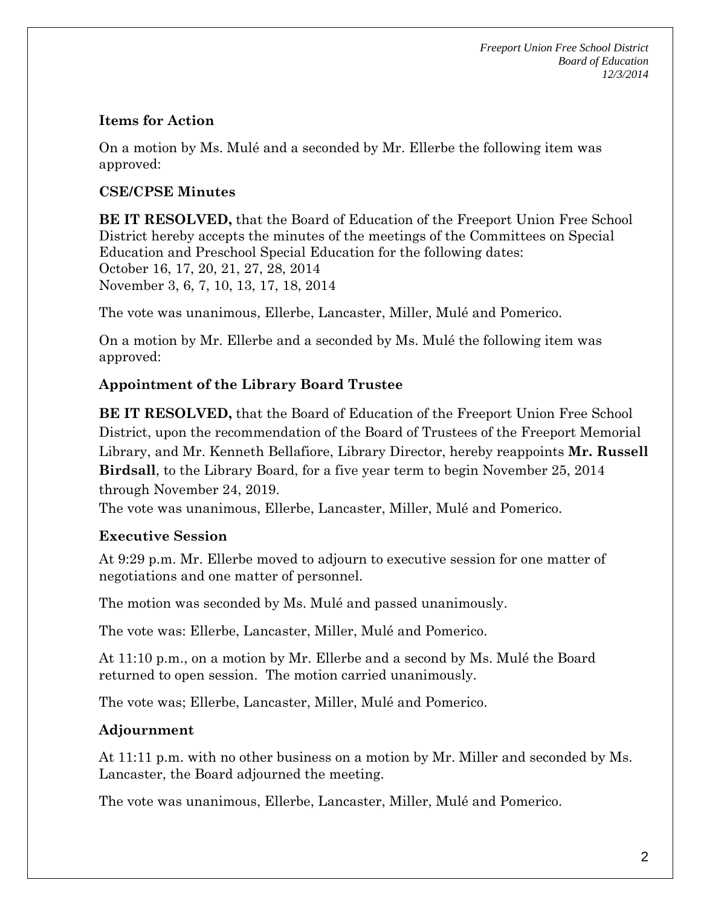### Items for Action

On a motion by Ms. Mulé and a seconded by Mr. Ellerbe the following item was approved:

### CSE/CPSE Minutes

**BE IT RESOLVED,** that the Board of Education of the Freeport Union Free School District hereby accepts the minutes of the meetings of the Committees on Special Education and Preschool Special Education for the following dates:
October 16, 17, 20, 21, 27, 28, 2014
November 3, 6, 7, 10, 13, 17, 18, 2014

The vote was unanimous, Ellerbe, Lancaster, Miller, Mulé and Pomerico.

On a motion by Mr. Ellerbe and a seconded by Ms. Mulé the following item was approved:

### Appointment of the Library Board Trustee

**BE IT RESOLVED,** that the Board of Education of the Freeport Union Free School District, upon the recommendation of the Board of Trustees of the Freeport Memorial Library, and Mr. Kenneth Bellafiore, Library Director, hereby reappoints **Mr. Russell Birdsall**, to the Library Board, for a five year term to begin November 25, 2014 through November 24, 2019.
The vote was unanimous, Ellerbe, Lancaster, Miller, Mulé and Pomerico.

### Executive Session

At 9:29 p.m. Mr. Ellerbe moved to adjourn to executive session for one matter of negotiations and one matter of personnel.

The motion was seconded by Ms. Mulé and passed unanimously.

The vote was: Ellerbe, Lancaster, Miller, Mulé and Pomerico.

At 11:10 p.m., on a motion by Mr. Ellerbe and a second by Ms. Mulé the Board returned to open session. The motion carried unanimously.

The vote was; Ellerbe, Lancaster, Miller, Mulé and Pomerico.

### Adjournment

At 11:11 p.m. with no other business on a motion by Mr. Miller and seconded by Ms. Lancaster, the Board adjourned the meeting.

The vote was unanimous, Ellerbe, Lancaster, Miller, Mulé and Pomerico.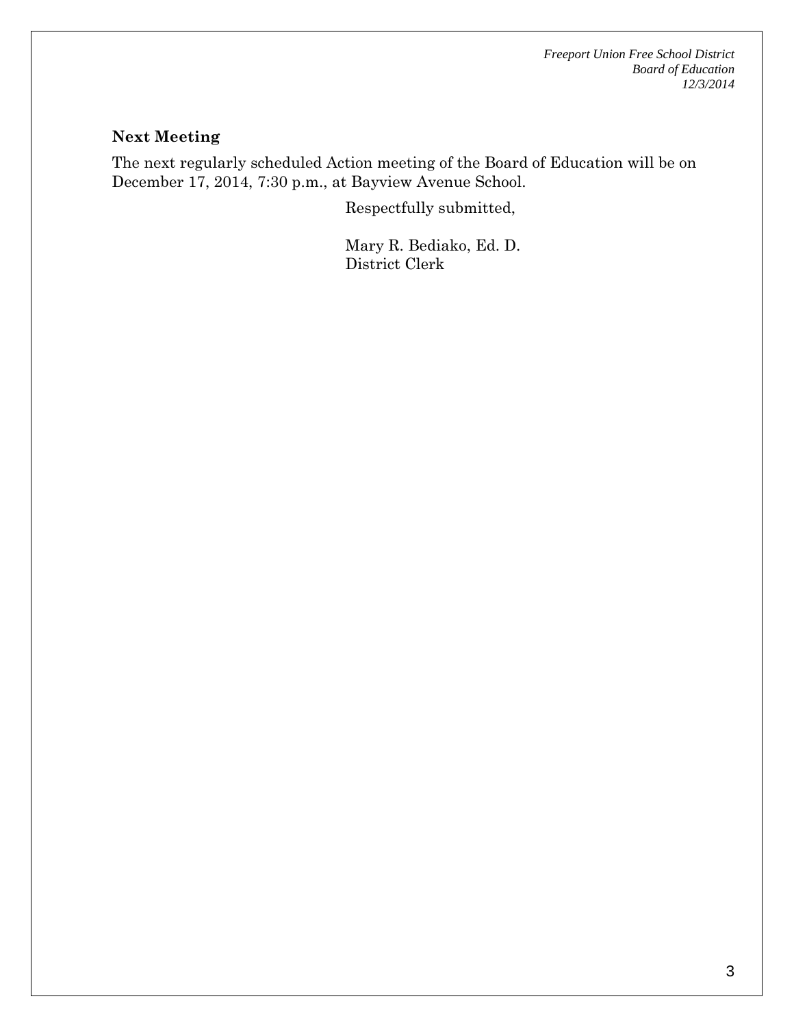**Next Meeting**

The next regularly scheduled Action meeting of the Board of Education will be on December 17, 2014, 7:30 p.m., at Bayview Avenue School.

Respectfully submitted,

Mary R. Bediako, Ed. D.
District Clerk